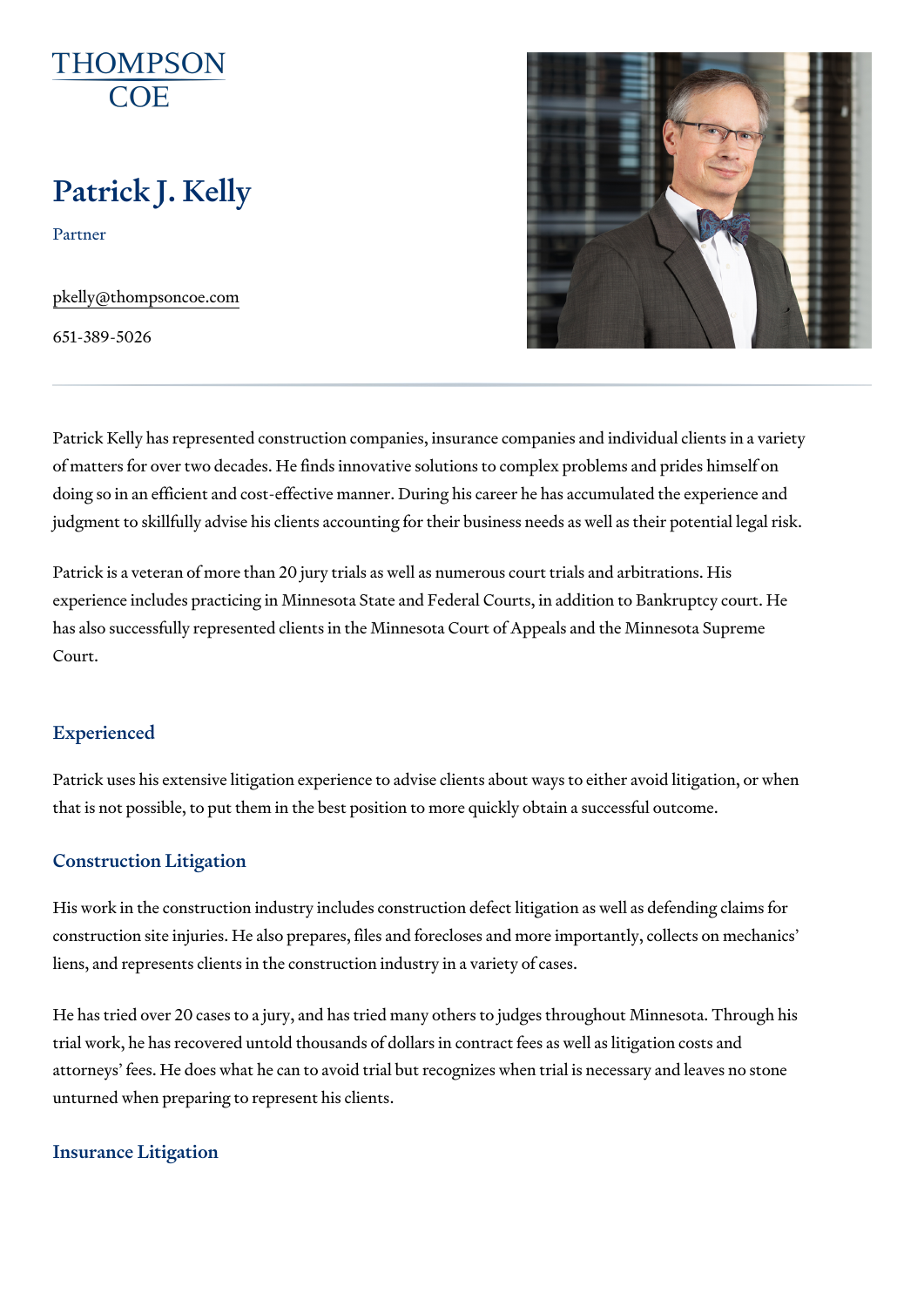THOMPSON COE

# Patrick J. Kelly

Partner

pkelly@thompsoncoe.com

651-389-5026

Patrick Kelly has represented construction companies, insurance companies and individual clients in a variety of matters for over two decades. He finds innovative solutions to complex problems and prides himself on doing so in an efficient and cost-effective manner. During his career he has accumulated the experience and judgment to skillfully advise his clients accounting for their business needs as well as their potential legal risk.

Patrick is a veteran of more than 20 jury trials as well as numerous court trials and arbitrations. His experience includes practicing in Minnesota State and Federal Courts, in addition to Bankruptcy court. He has also successfully represented clients in the Minnesota Court of Appeals and the Minnesota Supreme Court.

## Experienced

Patrick uses his extensive litigation experience to advise clients about ways to either avoid litigation, or when that is not possible, to put them in the best position to more quickly obtain a successful outcome.

## Construction Litigation

His work in the construction industry includes construction defect litigation as well as defending claims for construction site injuries. He also prepares, files and forecloses and more importantly, collects on mechanics' liens, and represents clients in the construction industry in a variety of cases.

He has tried over 20 cases to a jury, and has tried many others to judges throughout Minnesota. Through his trial work, he has recovered untold thousands of dollars in contract fees as well as litigation costs and attorneys' fees. He does what he can to avoid trial but recognizes when trial is necessary and leaves no stone unturned when preparing to represent his clients.

## Insurance Litigation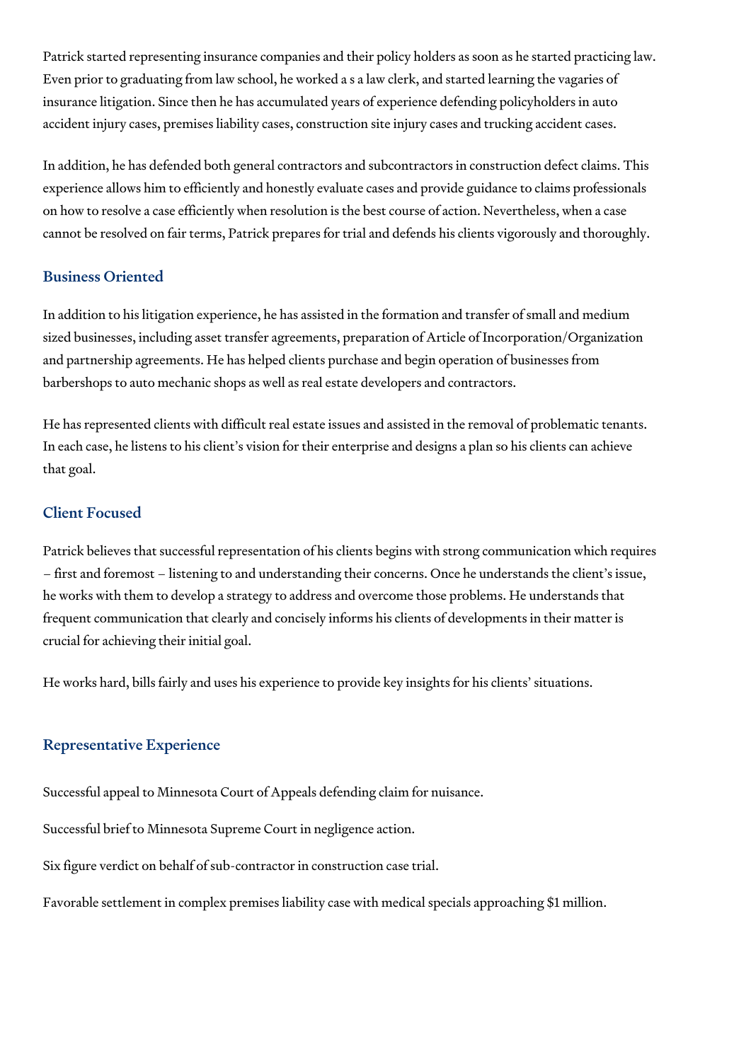Patrick started representing insurance companies and their policy holders as soon as he started practicing law. Even prior to graduating from law school, he worked a s a law clerk, and started learning the vagaries of insurance litigation. Since then he has accumulated years of experience defending policyholders in auto accident injury cases, premises liability cases, construction site injury cases and trucking accident cases.

In addition, he has defended both general contractors and subcontractors in construction defect claims. This experience allows him to efficiently and honestly evaluate cases and provide guidance to claims professionals on how to resolve a case efficiently when resolution is the best course of action. Nevertheless, when a case cannot be resolved on fair terms, Patrick prepares for trial and defends his clients vigorously and thoroughly.

## Business Oriented

In addition to his litigation experience, he has assisted in the formation and transfer of small and medium sized businesses, including asset transfer agreements, preparation of Article of Incorporation/Organization and partnership agreements. He has helped clients purchase and begin operation of businesses from barbershops to auto mechanic shops as well as real estate developers and contractors.

He has represented clients with difficult real estate issues and assisted in the removal of problematic tenants. In each case, he listens to his client's vision for their enterprise and designs a plan so his clients can achieve that goal.

## Client Focused

Patrick believes that successful representation of his clients begins with strong communication which requires – first and foremost – listening to and understanding their concerns. Once he understands the client's issue, he works with them to develop a strategy to address and overcome those problems. He understands that frequent communication that clearly and concisely informs his clients of developments in their matter is crucial for achieving their initial goal.

He works hard, bills fairly and uses his experience to provide key insights for his clients' situations.

## Representative Experience

Successful appeal to Minnesota Court of Appeals defending claim for nuisance.

Successful brief to Minnesota Supreme Court in negligence action.

Six figure verdict on behalf of sub-contractor in construction case trial.

Favorable settlement in complex premises liability case with medical specials approaching $1 million.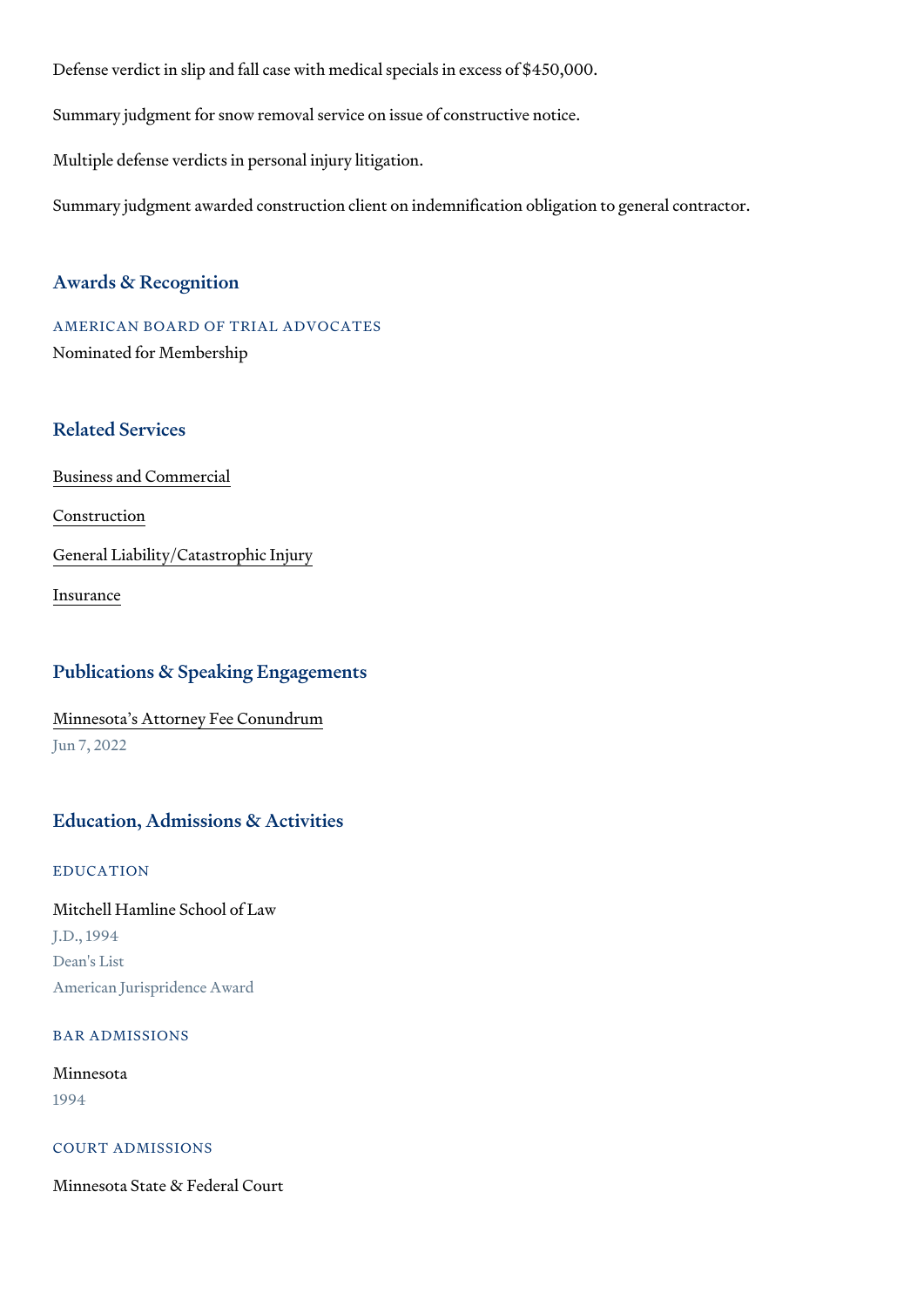Defense verdict in slip and fall case with medical specials in excess of $450,000.

Summary judgment for snow removal service on issue of constructive notice.

Multiple defense verdicts in personal injury litigation.

Summary judgment awarded construction client on indemnification obligation to general contractor.

## Awards & Recognition

### AMERICAN BOARD OF TRIAL ADVOCATES

Nominated for Membership

## Related Services

Business and Commercial

Construction

General Liability/Catastrophic Injury

Insurance

## Publications & Speaking Engagements

Minnesota's Attorney Fee Conundrum

Jun 7, 2022

## Education, Admissions & Activities

### EDUCATION

Mitchell Hamline School of Law

J.D., 1994

Dean's List

American Jurisprudence Award

### BAR ADMISSIONS

Minnesota

1994

### COURT ADMISSIONS

Minnesota State & Federal Court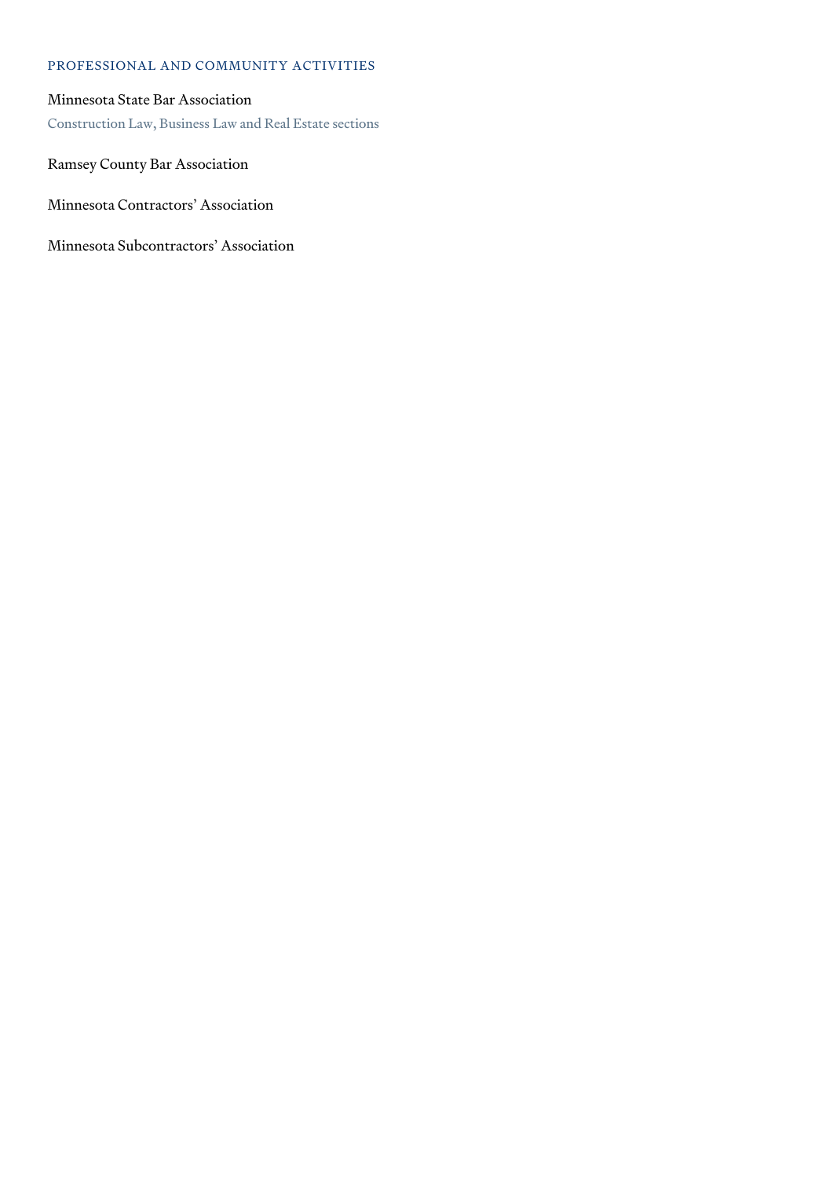## PROFESSIONAL AND COMMUNITY ACTIVITIES

Minnesota State Bar Association

Construction Law, Business Law and Real Estate sections

Ramsey County Bar Association

Minnesota Contractors' Association

Minnesota Subcontractors' Association